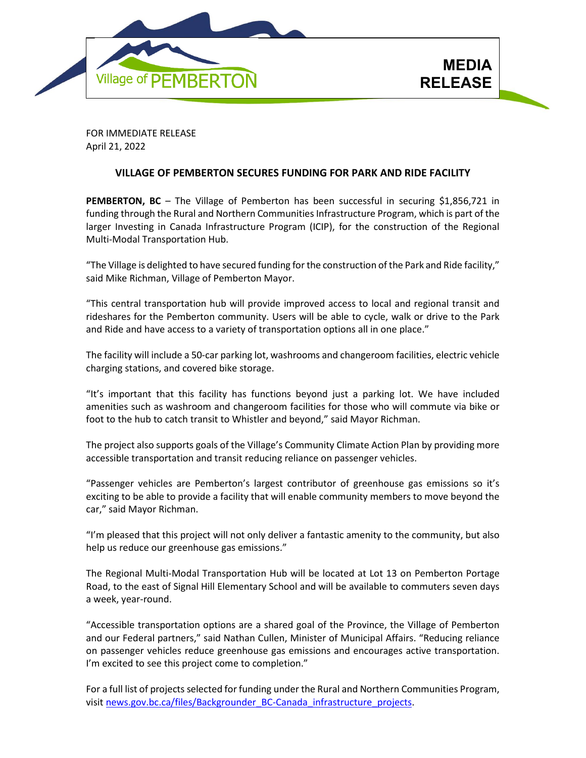Village of PEMBERTON

**MEDIA RELEASE**

FOR IMMEDIATE RELEASE
April 21, 2022

## VILLAGE OF PEMBERTON SECURES FUNDING FOR PARK AND RIDE FACILITY

**PEMBERTON, BC** – The Village of Pemberton has been successful in securing $1,856,721 in funding through the Rural and Northern Communities Infrastructure Program, which is part of the larger Investing in Canada Infrastructure Program (ICIP), for the construction of the Regional Multi-Modal Transportation Hub.

"The Village is delighted to have secured funding for the construction of the Park and Ride facility," said Mike Richman, Village of Pemberton Mayor.

"This central transportation hub will provide improved access to local and regional transit and rideshares for the Pemberton community. Users will be able to cycle, walk or drive to the Park and Ride and have access to a variety of transportation options all in one place."

The facility will include a 50-car parking lot, washrooms and changeroom facilities, electric vehicle charging stations, and covered bike storage.

"It's important that this facility has functions beyond just a parking lot. We have included amenities such as washroom and changeroom facilities for those who will commute via bike or foot to the hub to catch transit to Whistler and beyond," said Mayor Richman.

The project also supports goals of the Village's Community Climate Action Plan by providing more accessible transportation and transit reducing reliance on passenger vehicles.

"Passenger vehicles are Pemberton's largest contributor of greenhouse gas emissions so it's exciting to be able to provide a facility that will enable community members to move beyond the car," said Mayor Richman.

"I'm pleased that this project will not only deliver a fantastic amenity to the community, but also help us reduce our greenhouse gas emissions."

The Regional Multi-Modal Transportation Hub will be located at Lot 13 on Pemberton Portage Road, to the east of Signal Hill Elementary School and will be available to commuters seven days a week, year-round.

"Accessible transportation options are a shared goal of the Province, the Village of Pemberton and our Federal partners," said Nathan Cullen, Minister of Municipal Affairs. "Reducing reliance on passenger vehicles reduce greenhouse gas emissions and encourages active transportation. I'm excited to see this project come to completion."

For a full list of projects selected for funding under the Rural and Northern Communities Program, visit [news.gov.bc.ca/files/Backgrounder_BC-Canada_infrastructure_projects](news.gov.bc.ca/files/Backgrounder_BC-Canada_infrastructure_projects).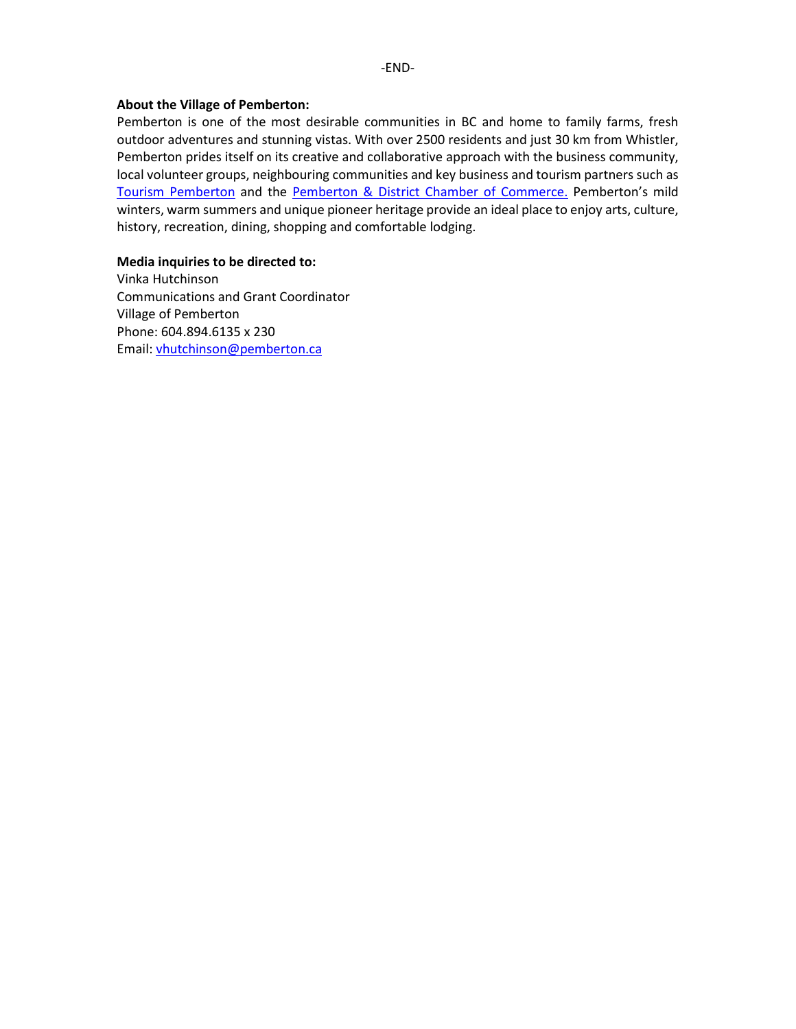-END-

**About the Village of Pemberton:**

Pemberton is one of the most desirable communities in BC and home to family farms, fresh outdoor adventures and stunning vistas. With over 2500 residents and just 30 km from Whistler, Pemberton prides itself on its creative and collaborative approach with the business community, local volunteer groups, neighbouring communities and key business and tourism partners such as Tourism Pemberton and the Pemberton & District Chamber of Commerce. Pemberton's mild winters, warm summers and unique pioneer heritage provide an ideal place to enjoy arts, culture, history, recreation, dining, shopping and comfortable lodging.

**Media inquiries to be directed to:**

Vinka Hutchinson
Communications and Grant Coordinator
Village of Pemberton
Phone: 604.894.6135 x 230
Email: vhutchinson@pemberton.ca